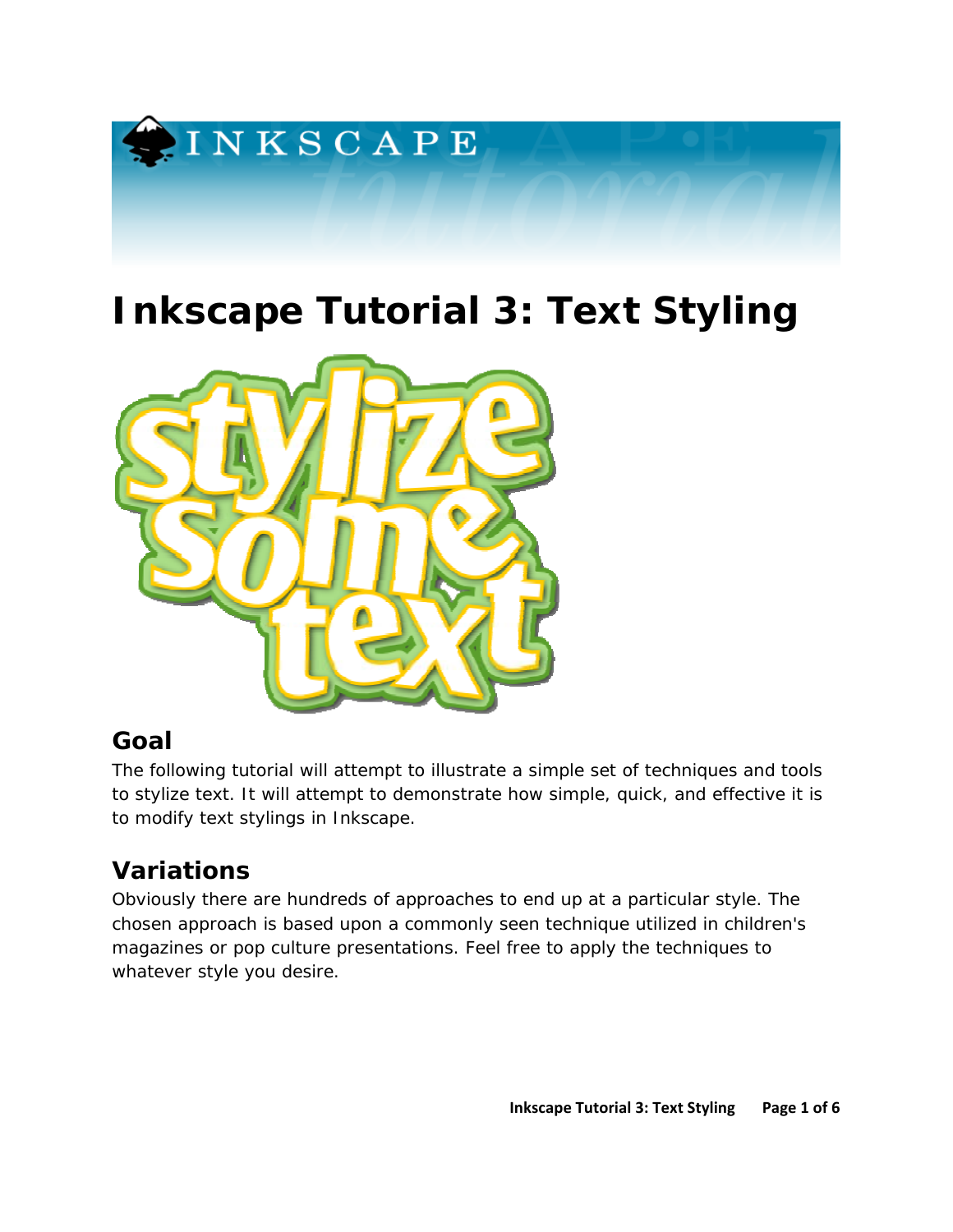# Inkscape Tutorial 3: Text Styling

## Goal

The following tutorial will attempt to illustrate a simple set of techniques and tools to stylize text. It will attempt to demonstrate how simple, quick, and effective it is to modify text stylings in Inkscape.

## Variations

Obviously there are hundreds of approaches to end up at a particular style. The chosen approach is based upon a commonly seen technique utilized in children's magazines or pop culture presentations. Feel free to apply the techniques to whatever style you desire.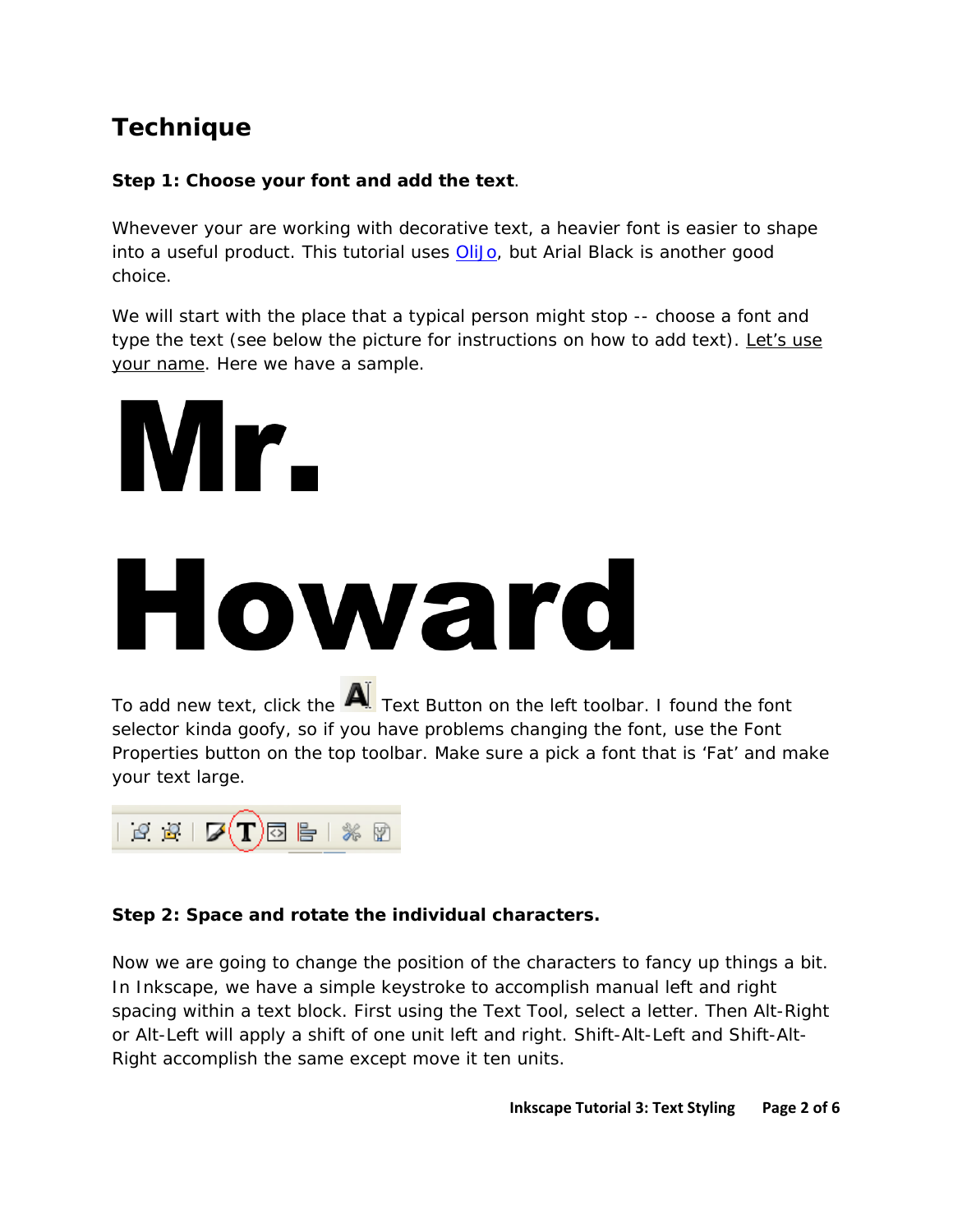# Technique

**Step 1: Choose your font and add the text**.

Whevever your are working with decorative text, a heavier font is easier to shape into a useful product. This tutorial uses OliJo, but Arial Black is another good choice.

We will start with the place that a typical person might stop -- choose a font and type the text (see below the picture for instructions on how to add text). Let's use your name. Here we have a sample.

# Mr. Howard

To add new text, click the Text Button on the left toolbar. I found the font selector kinda goofy, so if you have problems changing the font, use the Font Properties button on the top toolbar. Make sure a pick a font that is 'Fat' and make your text large.

**Step 2: Space and rotate the individual characters.**

Now we are going to change the position of the characters to fancy up things a bit. In Inkscape, we have a simple keystroke to accomplish manual left and right spacing within a text block. First using the Text Tool, select a letter. Then Alt-Right or Alt-Left will apply a shift of one unit left and right. Shift-Alt-Left and Shift-Alt-Right accomplish the same except move it ten units.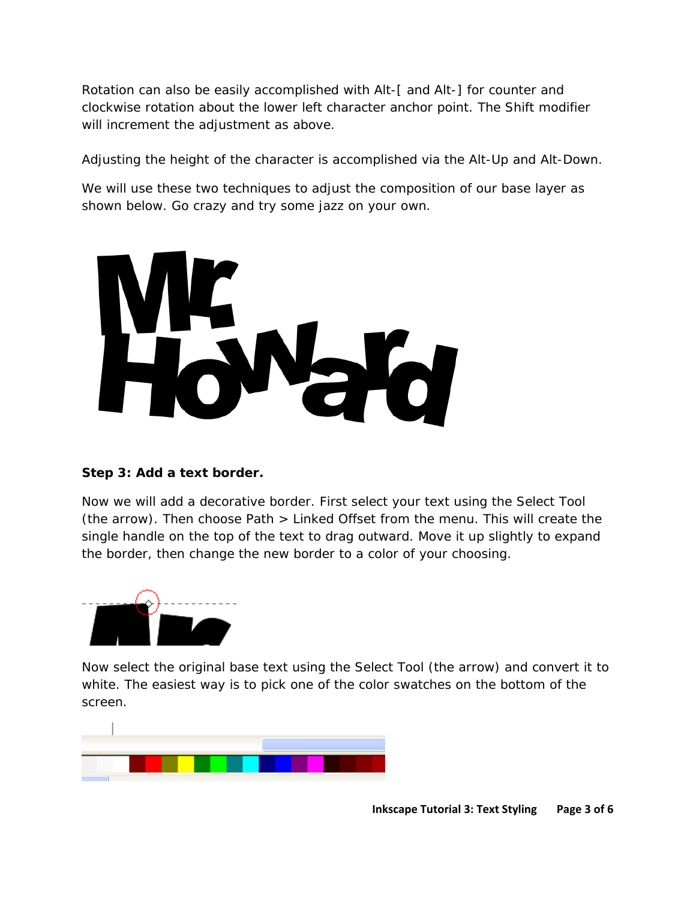Rotation can also be easily accomplished with Alt-[ and Alt-] for counter and clockwise rotation about the lower left character anchor point. The Shift modifier will increment the adjustment as above.

Adjusting the height of the character is accomplished via the Alt-Up and Alt-Down.

We will use these two techniques to adjust the composition of our base layer as shown below. Go crazy and try some jazz on your own.

**Step 3: Add a text border.**

Now we will add a decorative border. First select your text using the Select Tool (the arrow). Then choose Path > Linked Offset from the menu. This will create the single handle on the top of the text to drag outward. Move it up slightly to expand the border, then change the new border to a color of your choosing.

Now select the original base text using the Select Tool (the arrow) and convert it to white. The easiest way is to pick one of the color swatches on the bottom of the screen.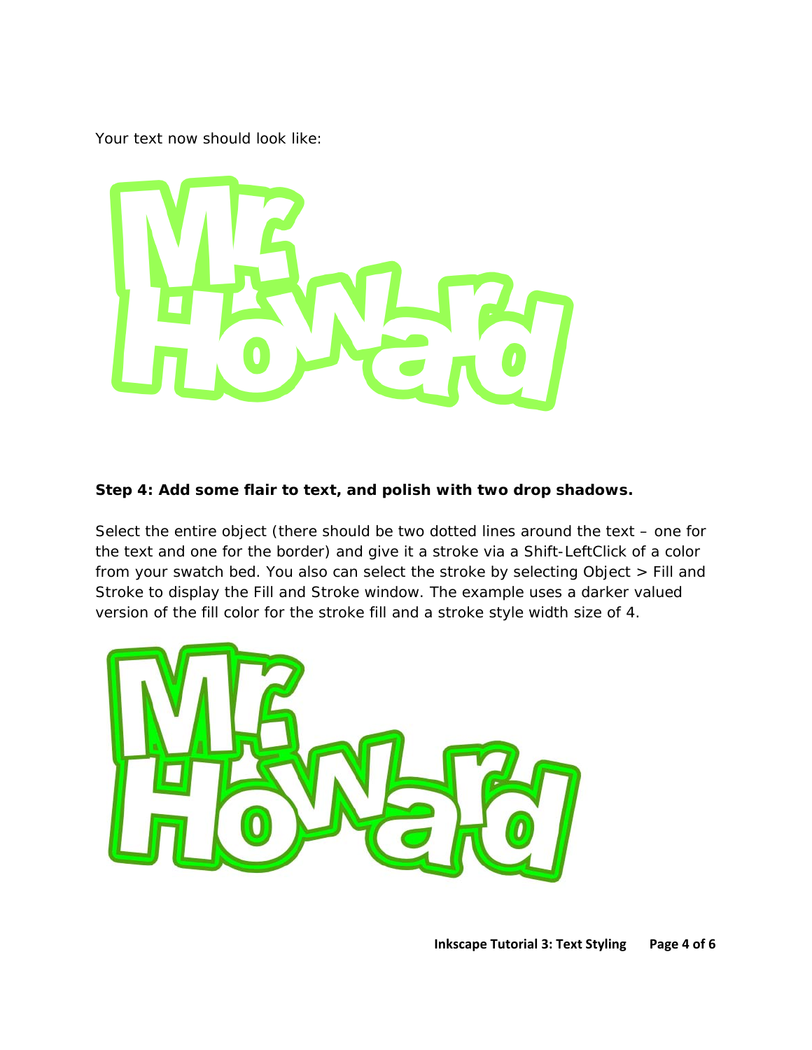Your text now should look like:

**Step 4: Add some flair to text, and polish with two drop shadows.**

Select the entire object (there should be two dotted lines around the text – one for the text and one for the border) and give it a stroke via a Shift-LeftClick of a color from your swatch bed. You also can select the stroke by selecting Object > Fill and Stroke to display the Fill and Stroke window. The example uses a darker valued version of the fill color for the stroke fill and a stroke style width size of 4.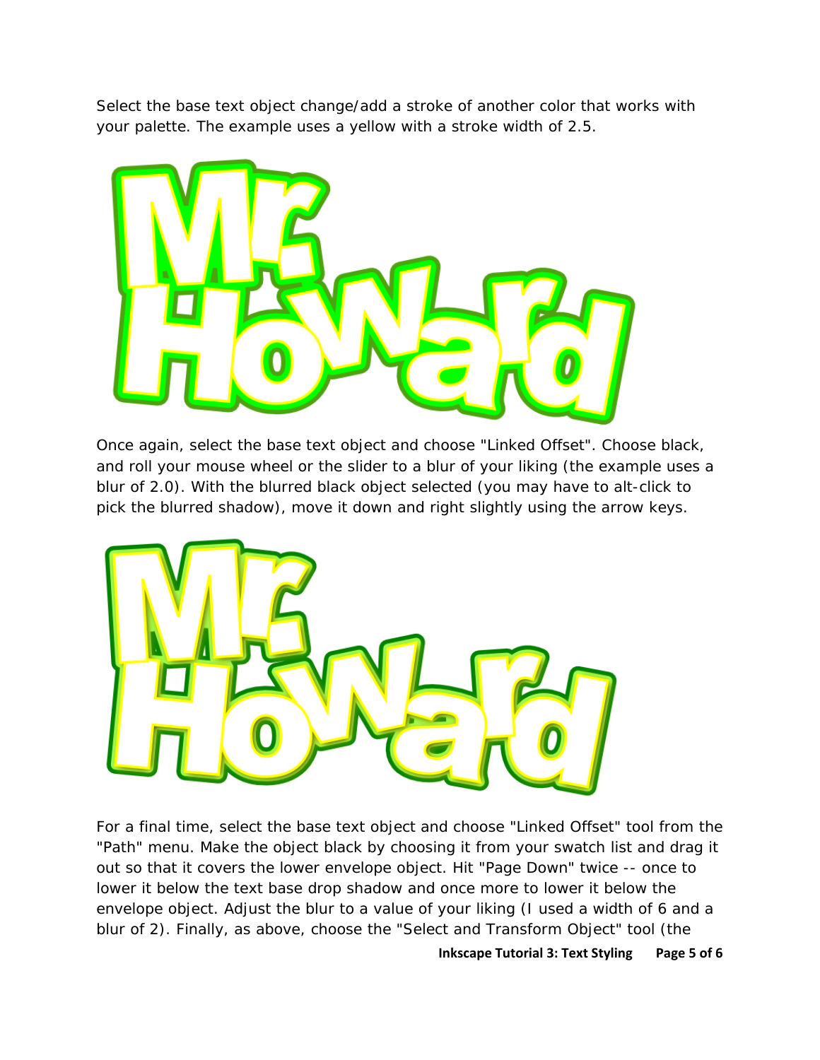Select the base text object change/add a stroke of another color that works with your palette. The example uses a yellow with a stroke width of 2.5.

Once again, select the base text object and choose "Linked Offset". Choose black, and roll your mouse wheel or the slider to a blur of your liking (the example uses a blur of 2.0). With the blurred black object selected (you may have to alt-click to pick the blurred shadow), move it down and right slightly using the arrow keys.

For a final time, select the base text object and choose "Linked Offset" tool from the "Path" menu. Make the object black by choosing it from your swatch list and drag it out so that it covers the lower envelope object. Hit "Page Down" twice -- once to lower it below the text base drop shadow and once more to lower it below the envelope object. Adjust the blur to a value of your liking (I used a width of 6 and a blur of 2). Finally, as above, choose the "Select and Transform Object" tool (the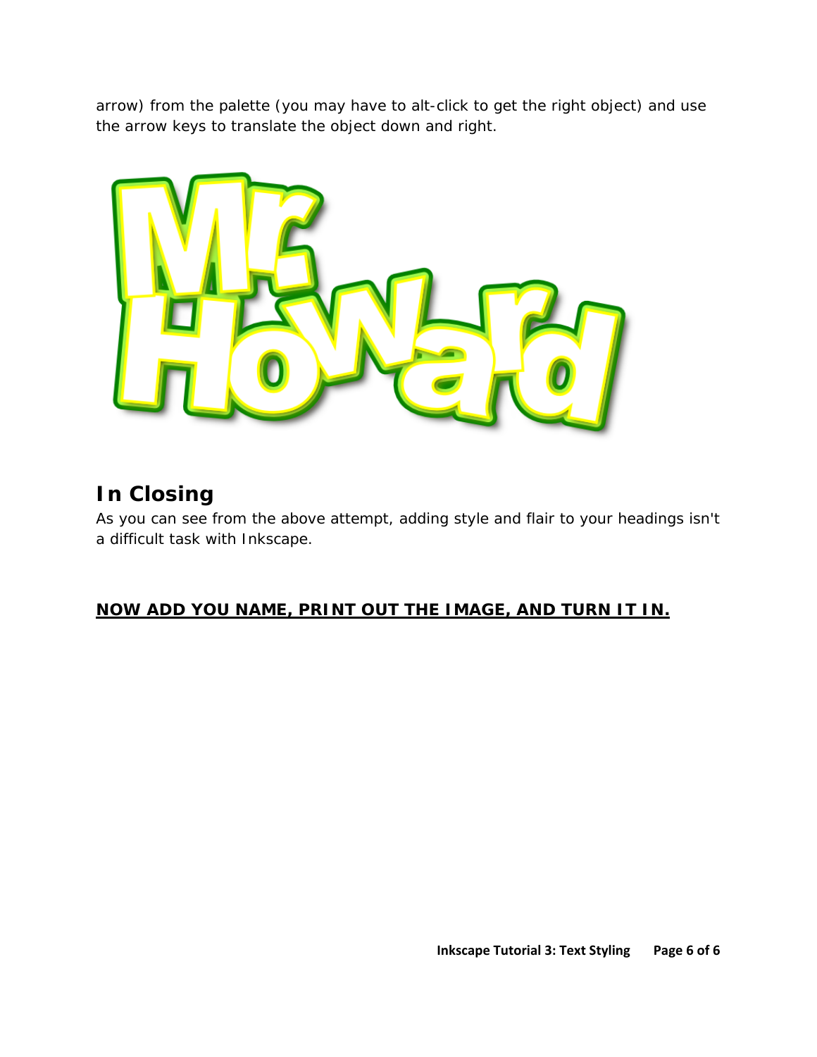arrow) from the palette (you may have to alt-click to get the right object) and use the arrow keys to translate the object down and right.

## In Closing

As you can see from the above attempt, adding style and flair to your headings isn't a difficult task with Inkscape.

**NOW ADD YOU NAME, PRINT OUT THE IMAGE, AND TURN IT IN.**